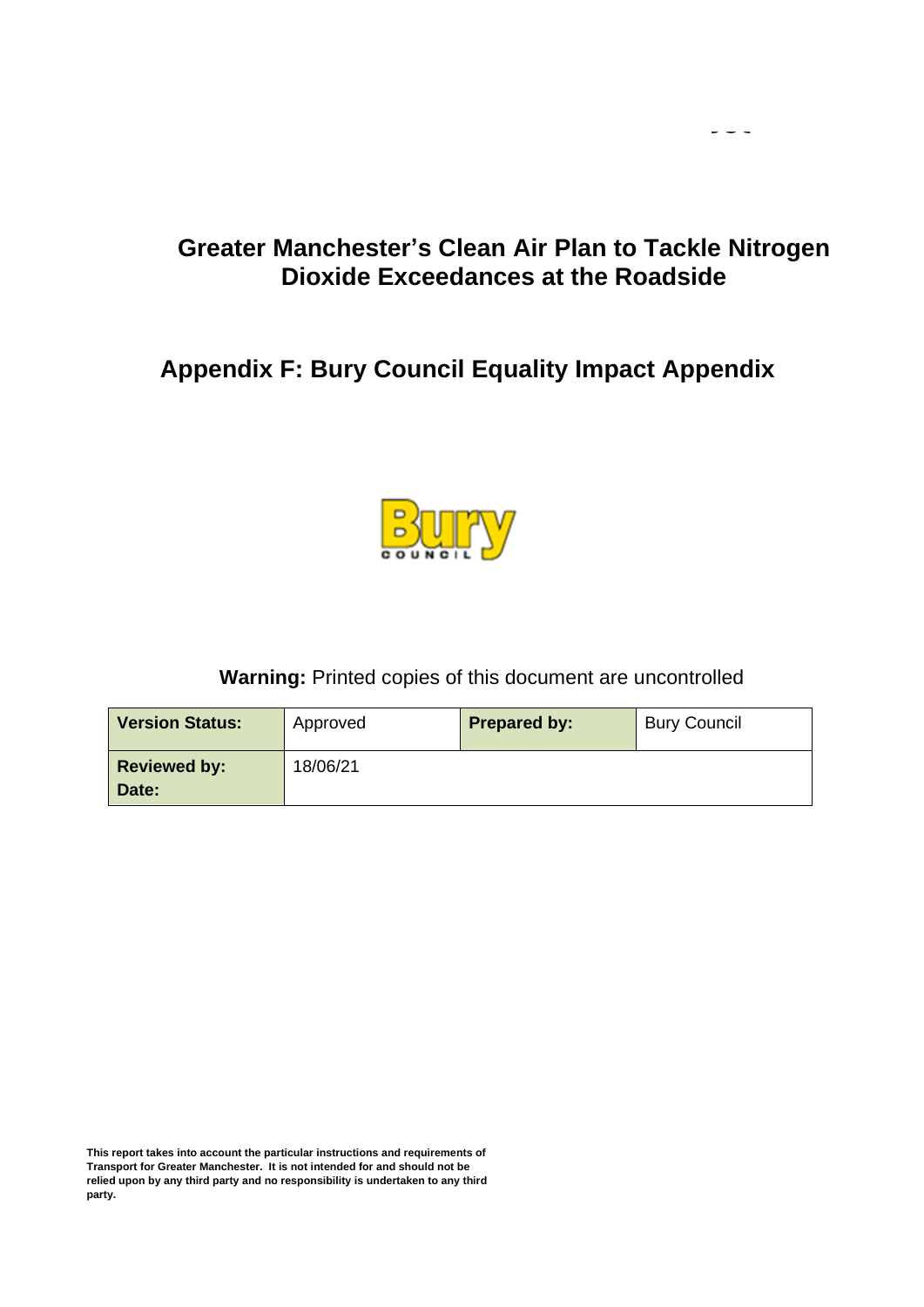# Greater Manchester's Clean Air Plan to Tackle Nitrogen Dioxide Exceedances at the Roadside

## Appendix F: Bury Council Equality Impact Appendix

**Warning:** Printed copies of this document are uncontrolled

| **Version Status:** | Approved | **Prepared by:** | Bury Council |
| --- | --- | --- | --- |
| **Reviewed by: Date:** | 18/06/21 | | |

**This report takes into account the particular instructions and requirements of Transport for Greater Manchester. It is not intended for and should not be relied upon by any third party and no responsibility is undertaken to any third party.**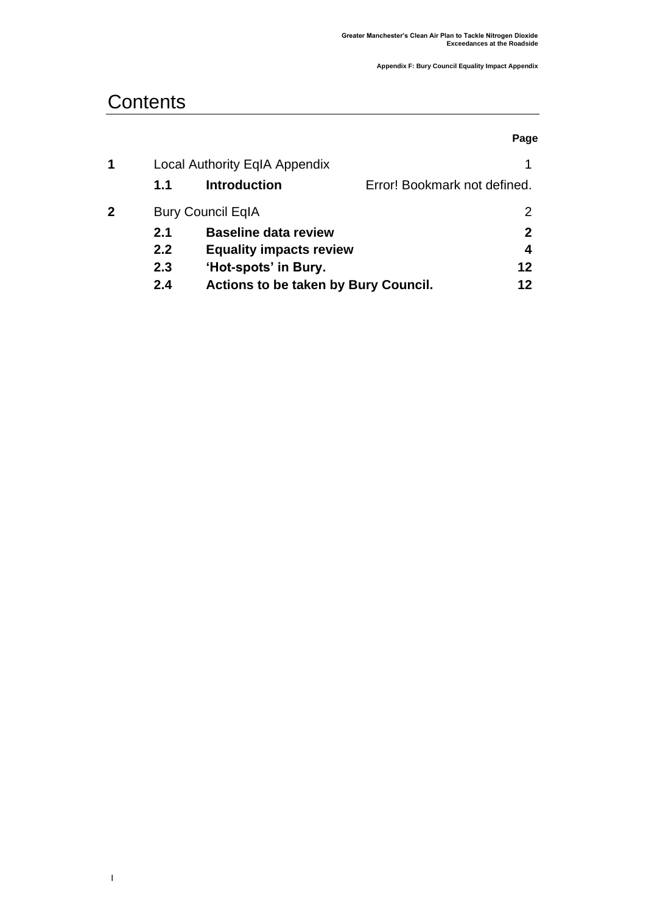# Contents

| | | | Page |
|---|---|---|---|
| **1** | Local Authority EqIA Appendix | | 1 |
| | **1.1** | **Introduction** | Error! Bookmark not defined. |
| **2** | Bury Council EqIA | | 2 |
| | **2.1** | **Baseline data review** | **2** |
| | **2.2** | **Equality impacts review** | **4** |
| | **2.3** | **'Hot-spots' in Bury.** | **12** |
| | **2.4** | **Actions to be taken by Bury Council.** | **12** |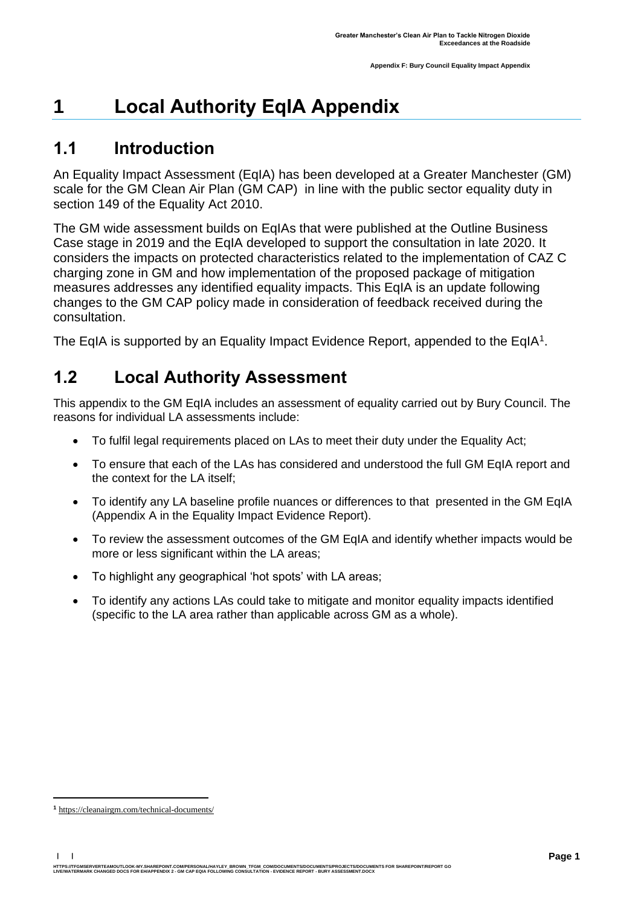# 1 Local Authority EqIA Appendix

## 1.1 Introduction

An Equality Impact Assessment (EqIA) has been developed at a Greater Manchester (GM) scale for the GM Clean Air Plan (GM CAP) in line with the public sector equality duty in section 149 of the Equality Act 2010.

The GM wide assessment builds on EqIAs that were published at the Outline Business Case stage in 2019 and the EqIA developed to support the consultation in late 2020. It considers the impacts on protected characteristics related to the implementation of CAZ C charging zone in GM and how implementation of the proposed package of mitigation measures addresses any identified equality impacts. This EqIA is an update following changes to the GM CAP policy made in consideration of feedback received during the consultation.

The EqIA is supported by an Equality Impact Evidence Report, appended to the EqIA[1].

## 1.2 Local Authority Assessment

This appendix to the GM EqIA includes an assessment of equality carried out by Bury Council. The reasons for individual LA assessments include:

- To fulfil legal requirements placed on LAs to meet their duty under the Equality Act;
- To ensure that each of the LAs has considered and understood the full GM EqIA report and the context for the LA itself;
- To identify any LA baseline profile nuances or differences to that presented in the GM EqIA (Appendix A in the Equality Impact Evidence Report).
- To review the assessment outcomes of the GM EqIA and identify whether impacts would be more or less significant within the LA areas;
- To highlight any geographical 'hot spots' with LA areas;
- To identify any actions LAs could take to mitigate and monitor equality impacts identified (specific to the LA area rather than applicable across GM as a whole).

---

[1] https://cleanairgm.com/technical-documents/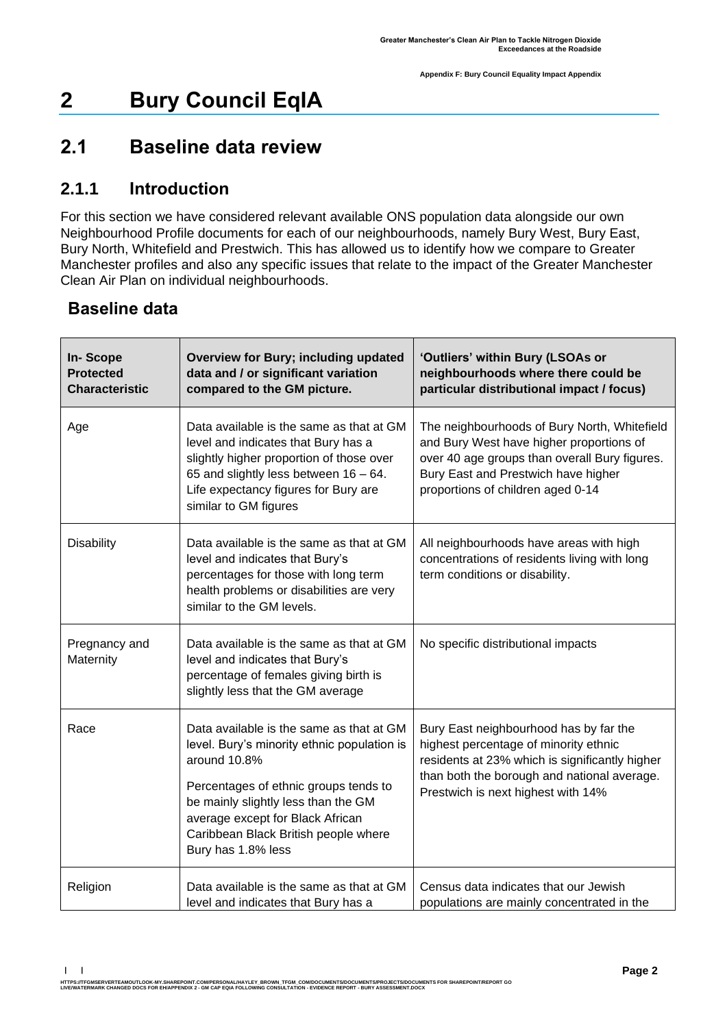# 2 Bury Council EqIA

## 2.1 Baseline data review

### 2.1.1 Introduction

For this section we have considered relevant available ONS population data alongside our own Neighbourhood Profile documents for each of our neighbourhoods, namely Bury West, Bury East, Bury North, Whitefield and Prestwich. This has allowed us to identify how we compare to Greater Manchester profiles and also any specific issues that relate to the impact of the Greater Manchester Clean Air Plan on individual neighbourhoods.

### Baseline data

| In- Scope Protected Characteristic | Overview for Bury; including updated data and / or significant variation compared to the GM picture. | 'Outliers' within Bury (LSOAs or neighbourhoods where there could be particular distributional impact / focus) |
|---|---|---|
| Age | Data available is the same as that at GM level and indicates that Bury has a slightly higher proportion of those over 65 and slightly less between 16 – 64. Life expectancy figures for Bury are similar to GM figures | The neighbourhoods of Bury North, Whitefield and Bury West have higher proportions of over 40 age groups than overall Bury figures. Bury East and Prestwich have higher proportions of children aged 0-14 |
| Disability | Data available is the same as that at GM level and indicates that Bury's percentages for those with long term health problems or disabilities are very similar to the GM levels. | All neighbourhoods have areas with high concentrations of residents living with long term conditions or disability. |
| Pregnancy and Maternity | Data available is the same as that at GM level and indicates that Bury's percentage of females giving birth is slightly less that the GM average | No specific distributional impacts |
| Race | Data available is the same as that at GM level. Bury's minority ethnic population is around 10.8%<br><br>Percentages of ethnic groups tends to be mainly slightly less than the GM average except for Black African Caribbean Black British people where Bury has 1.8% less | Bury East neighbourhood has by far the highest percentage of minority ethnic residents at 23% which is significantly higher than both the borough and national average. Prestwich is next highest with 14% |
| Religion | Data available is the same as that at GM level and indicates that Bury has a | Census data indicates that our Jewish populations are mainly concentrated in the |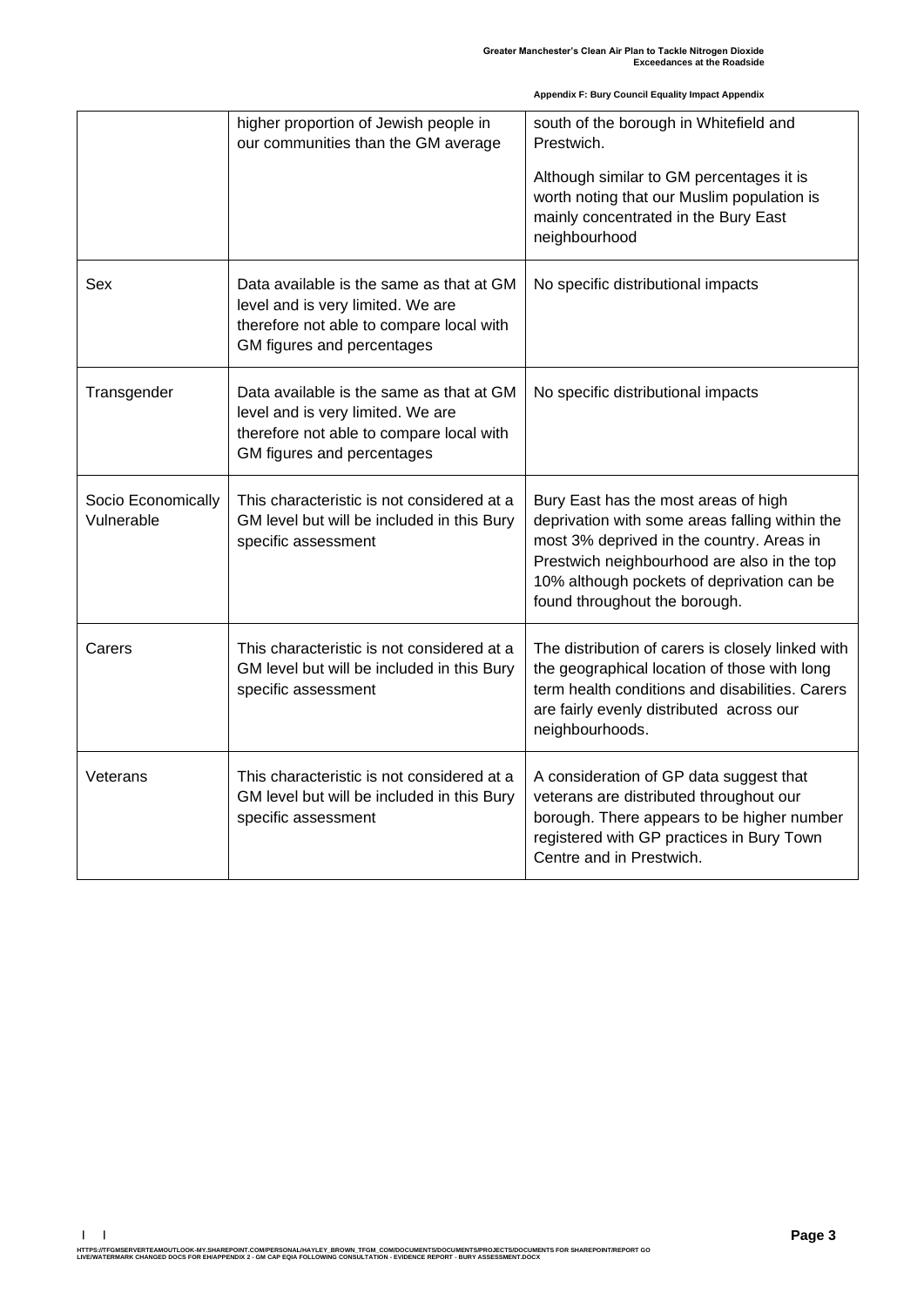|  |  |  |
| --- | --- | --- |
|  | higher proportion of Jewish people in our communities than the GM average | south of the borough in Whitefield and Prestwich.<br><br>Although similar to GM percentages it is worth noting that our Muslim population is mainly concentrated in the Bury East neighbourhood |
| Sex | Data available is the same as that at GM level and is very limited. We are therefore not able to compare local with GM figures and percentages | No specific distributional impacts |
| Transgender | Data available is the same as that at GM level and is very limited. We are therefore not able to compare local with GM figures and percentages | No specific distributional impacts |
| Socio Economically Vulnerable | This characteristic is not considered at a GM level but will be included in this Bury specific assessment | Bury East has the most areas of high deprivation with some areas falling within the most 3% deprived in the country. Areas in Prestwich neighbourhood are also in the top 10% although pockets of deprivation can be found throughout the borough. |
| Carers | This characteristic is not considered at a GM level but will be included in this Bury specific assessment | The distribution of carers is closely linked with the geographical location of those with long term health conditions and disabilities. Carers are fairly evenly distributed across our neighbourhoods. |
| Veterans | This characteristic is not considered at a GM level but will be included in this Bury specific assessment | A consideration of GP data suggest that veterans are distributed throughout our borough. There appears to be higher number registered with GP practices in Bury Town Centre and in Prestwich. |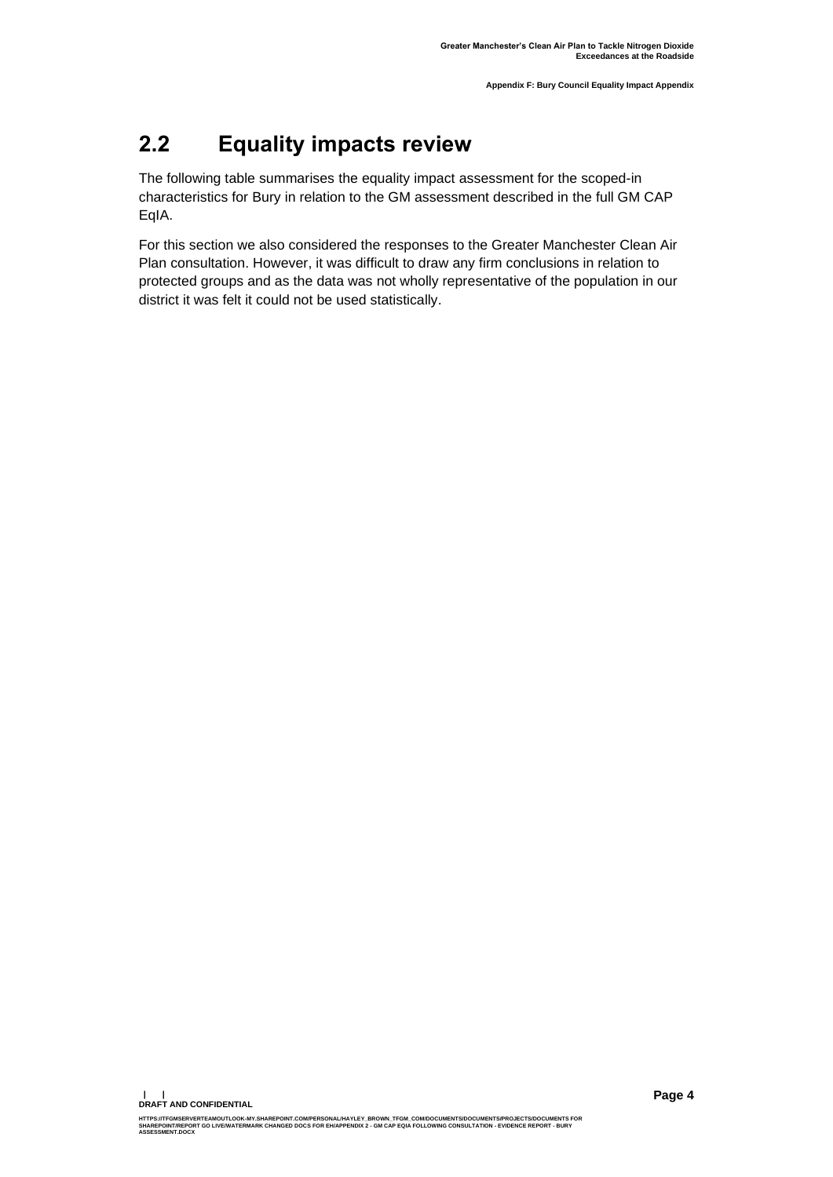## 2.2 Equality impacts review

The following table summarises the equality impact assessment for the scoped-in characteristics for Bury in relation to the GM assessment described in the full GM CAP EqIA.

For this section we also considered the responses to the Greater Manchester Clean Air Plan consultation. However, it was difficult to draw any firm conclusions in relation to protected groups and as the data was not wholly representative of the population in our district it was felt it could not be used statistically.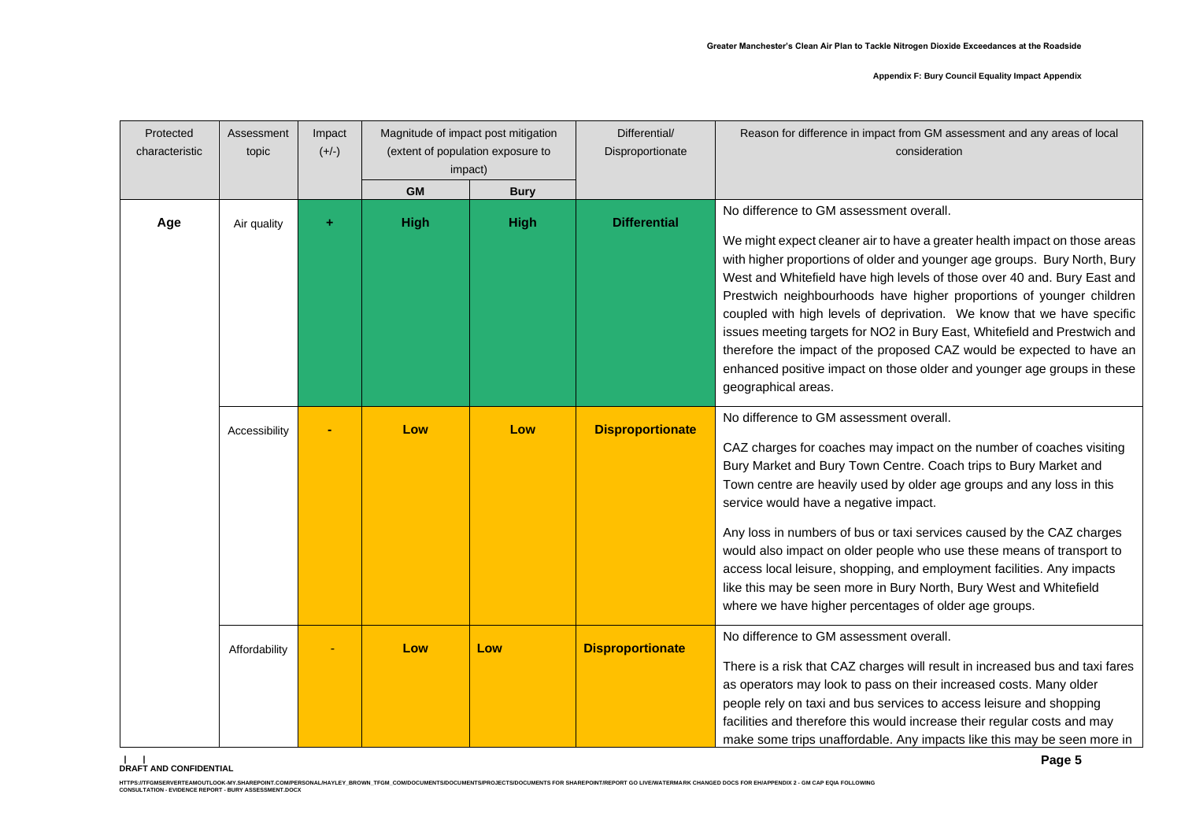| Protected characteristic | Assessment topic | Impact (+/-) | Magnitude of impact post mitigation (extent of population exposure to impact) | | Differential/ Disproportionate | Reason for difference in impact from GM assessment and any areas of local consideration |
|---|---|---|---|---|---|---|
| | | | **GM** | **Bury** | | |
| **Age** | Air quality | **+** | **High** | **High** | **Differential** | No difference to GM assessment overall.<br><br>We might expect cleaner air to have a greater health impact on those areas with higher proportions of older and younger age groups. Bury North, Bury West and Whitefield have high levels of those over 40 and. Bury East and Prestwich neighbourhoods have higher proportions of younger children coupled with high levels of deprivation. We know that we have specific issues meeting targets for NO2 in Bury East, Whitefield and Prestwich and therefore the impact of the proposed CAZ would be expected to have an enhanced positive impact on those older and younger age groups in these geographical areas. |
| | Accessibility | **-** | **Low** | **Low** | **Disproportionate** | No difference to GM assessment overall.<br><br>CAZ charges for coaches may impact on the number of coaches visiting Bury Market and Bury Town Centre. Coach trips to Bury Market and Town centre are heavily used by older age groups and any loss in this service would have a negative impact.<br><br>Any loss in numbers of bus or taxi services caused by the CAZ charges would also impact on older people who use these means of transport to access local leisure, shopping, and employment facilities. Any impacts like this may be seen more in Bury North, Bury West and Whitefield where we have higher percentages of older age groups. |
| | Affordability | - | **Low** | **Low** | **Disproportionate** | No difference to GM assessment overall.<br><br>There is a risk that CAZ charges will result in increased bus and taxi fares as operators may look to pass on their increased costs. Many older people rely on taxi and bus services to access leisure and shopping facilities and therefore this would increase their regular costs and may make some trips unaffordable. Any impacts like this may be seen more in |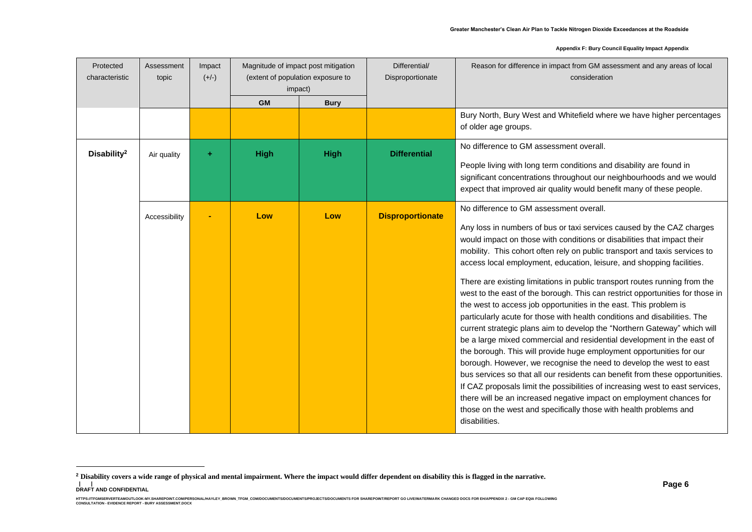| Protected characteristic | Assessment topic | Impact (+/-) | Magnitude of impact post mitigation (extent of population exposure to impact) | | Differential/ Disproportionate | Reason for difference in impact from GM assessment and any areas of local consideration |
|---|---|---|---|---|---|---|
| | | | **GM** | **Bury** | | |
| | | | | | | Bury North, Bury West and Whitefield where we have higher percentages of older age groups. |
| **Disability**[2] | Air quality | **+** | **High** | **High** | **Differential** | No difference to GM assessment overall.<br><br>People living with long term conditions and disability are found in significant concentrations throughout our neighbourhoods and we would expect that improved air quality would benefit many of these people. |
| | Accessibility | **-** | **Low** | **Low** | **Disproportionate** | No difference to GM assessment overall.<br><br>Any loss in numbers of bus or taxi services caused by the CAZ charges would impact on those with conditions or disabilities that impact their mobility. This cohort often rely on public transport and taxis services to access local employment, education, leisure, and shopping facilities.<br><br>There are existing limitations in public transport routes running from the west to the east of the borough. This can restrict opportunities for those in the west to access job opportunities in the east. This problem is particularly acute for those with health conditions and disabilities. The current strategic plans aim to develop the "Northern Gateway" which will be a large mixed commercial and residential development in the east of the borough. This will provide huge employment opportunities for our borough. However, we recognise the need to develop the west to east bus services so that all our residents can benefit from these opportunities. If CAZ proposals limit the possibilities of increasing west to east services, there will be an increased negative impact on employment chances for those on the west and specifically those with health problems and disabilities. |

[2] **Disability covers a wide range of physical and mental impairment. Where the impact would differ dependent on disability this is flagged in the narrative.**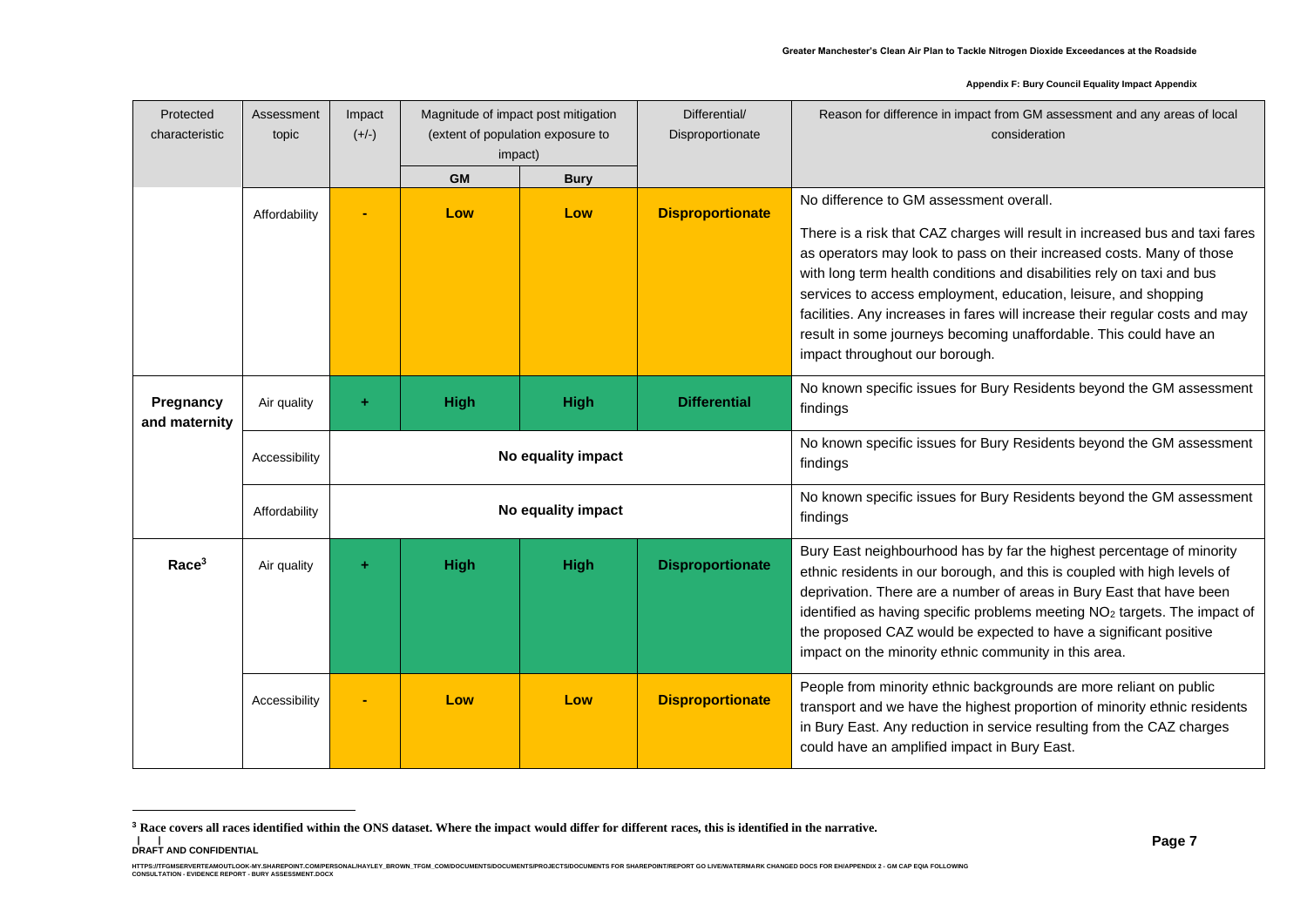| Protected characteristic | Assessment topic | Impact (+/-) | Magnitude of impact post mitigation (extent of population exposure to impact) | | Differential/ Disproportionate | Reason for difference in impact from GM assessment and any areas of local consideration |
|---|---|---|---|---|---|---|
| | | | **GM** | **Bury** | | |
| | Affordability | **-** | **Low** | **Low** | **Disproportionate** | No difference to GM assessment overall.<br><br>There is a risk that CAZ charges will result in increased bus and taxi fares as operators may look to pass on their increased costs. Many of those with long term health conditions and disabilities rely on taxi and bus services to access employment, education, leisure, and shopping facilities. Any increases in fares will increase their regular costs and may result in some journeys becoming unaffordable. This could have an impact throughout our borough. |
| **Pregnancy and maternity** | Air quality | **+** | **High** | **High** | **Differential** | No known specific issues for Bury Residents beyond the GM assessment findings |
| | Accessibility | **No equality impact** | | | | No known specific issues for Bury Residents beyond the GM assessment findings |
| | Affordability | **No equality impact** | | | | No known specific issues for Bury Residents beyond the GM assessment findings |
| **Race**[3] | Air quality | **+** | **High** | **High** | **Disproportionate** | Bury East neighbourhood has by far the highest percentage of minority ethnic residents in our borough, and this is coupled with high levels of deprivation. There are a number of areas in Bury East that have been identified as having specific problems meeting $NO_2$ targets. The impact of the proposed CAZ would be expected to have a significant positive impact on the minority ethnic community in this area. |
| | Accessibility | **-** | **Low** | **Low** | **Disproportionate** | People from minority ethnic backgrounds are more reliant on public transport and we have the highest proportion of minority ethnic residents in Bury East. Any reduction in service resulting from the CAZ charges could have an amplified impact in Bury East. |

[3] **Race covers all races identified within the ONS dataset. Where the impact would differ for different races, this is identified in the narrative.**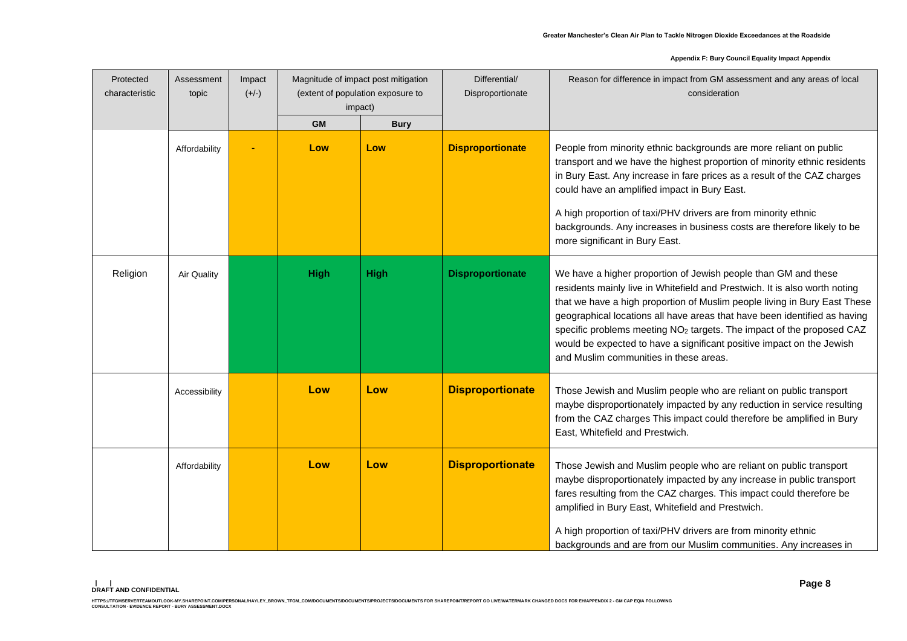| Protected characteristic | Assessment topic | Impact (+/-) | Magnitude of impact post mitigation (extent of population exposure to impact) | | Differential/ Disproportionate | Reason for difference in impact from GM assessment and any areas of local consideration |
|---|---|---|---|---|---|---|
| | | | **GM** | **Bury** | | |
| | Affordability | - | **Low** | **Low** | **Disproportionate** | People from minority ethnic backgrounds are more reliant on public transport and we have the highest proportion of minority ethnic residents in Bury East. Any increase in fare prices as a result of the CAZ charges could have an amplified impact in Bury East.<br><br>A high proportion of taxi/PHV drivers are from minority ethnic backgrounds. Any increases in business costs are therefore likely to be more significant in Bury East. |
| Religion | Air Quality | | **High** | **High** | **Disproportionate** | We have a higher proportion of Jewish people than GM and these residents mainly live in Whitefield and Prestwich. It is also worth noting that we have a high proportion of Muslim people living in Bury East These geographical locations all have areas that have been identified as having specific problems meeting $NO_2$ targets. The impact of the proposed CAZ would be expected to have a significant positive impact on the Jewish and Muslim communities in these areas. |
| | Accessibility | | **Low** | **Low** | **Disproportionate** | Those Jewish and Muslim people who are reliant on public transport maybe disproportionately impacted by any reduction in service resulting from the CAZ charges This impact could therefore be amplified in Bury East, Whitefield and Prestwich. |
| | Affordability | | **Low** | **Low** | **Disproportionate** | Those Jewish and Muslim people who are reliant on public transport maybe disproportionately impacted by any increase in public transport fares resulting from the CAZ charges. This impact could therefore be amplified in Bury East, Whitefield and Prestwich.<br><br>A high proportion of taxi/PHV drivers are from minority ethnic backgrounds and are from our Muslim communities. Any increases in |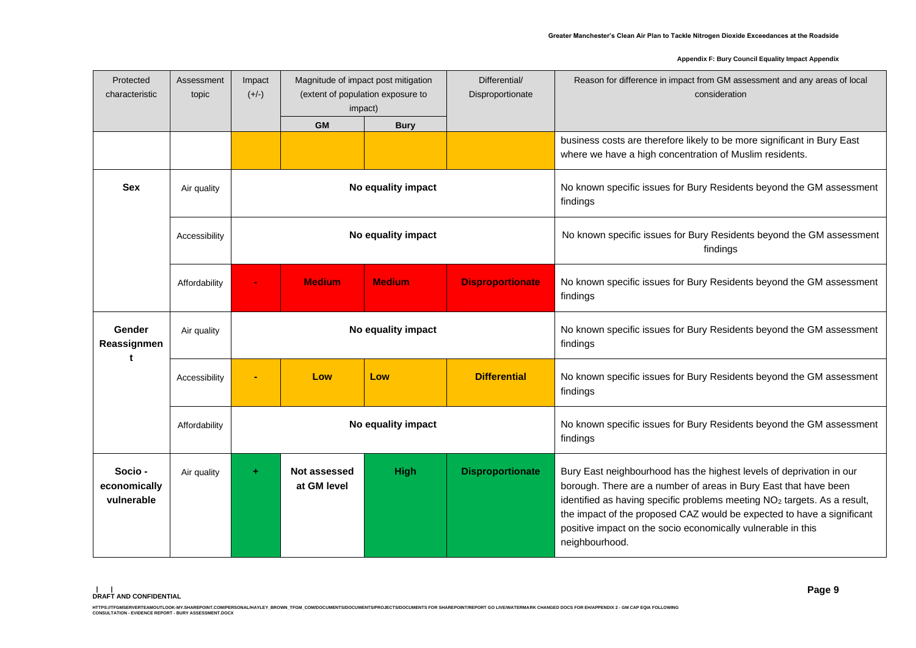| Protected characteristic | Assessment topic | Impact (+/-) | Magnitude of impact post mitigation (extent of population exposure to impact) | | Differential/ Disproportionate | Reason for difference in impact from GM assessment and any areas of local consideration |
|---|---|---|---|---|---|---|
| | | | GM | Bury | | |
| | | | | | | business costs are therefore likely to be more significant in Bury East where we have a high concentration of Muslim residents. |
| **Sex** | Air quality | **No equality impact** | | | | No known specific issues for Bury Residents beyond the GM assessment findings |
| | Accessibility | **No equality impact** | | | | No known specific issues for Bury Residents beyond the GM assessment findings |
| | Affordability | - | **Medium** | **Medium** | **Disproportionate** | No known specific issues for Bury Residents beyond the GM assessment findings |
| **Gender Reassignment** | Air quality | **No equality impact** | | | | No known specific issues for Bury Residents beyond the GM assessment findings |
| | Accessibility | - | **Low** | **Low** | **Differential** | No known specific issues for Bury Residents beyond the GM assessment findings |
| | Affordability | **No equality impact** | | | | No known specific issues for Bury Residents beyond the GM assessment findings |
| **Socio - economically vulnerable** | Air quality | + | **Not assessed at GM level** | **High** | **Disproportionate** | Bury East neighbourhood has the highest levels of deprivation in our borough. There are a number of areas in Bury East that have been identified as having specific problems meeting $NO_2$ targets. As a result, the impact of the proposed CAZ would be expected to have a significant positive impact on the socio economically vulnerable in this neighbourhood. |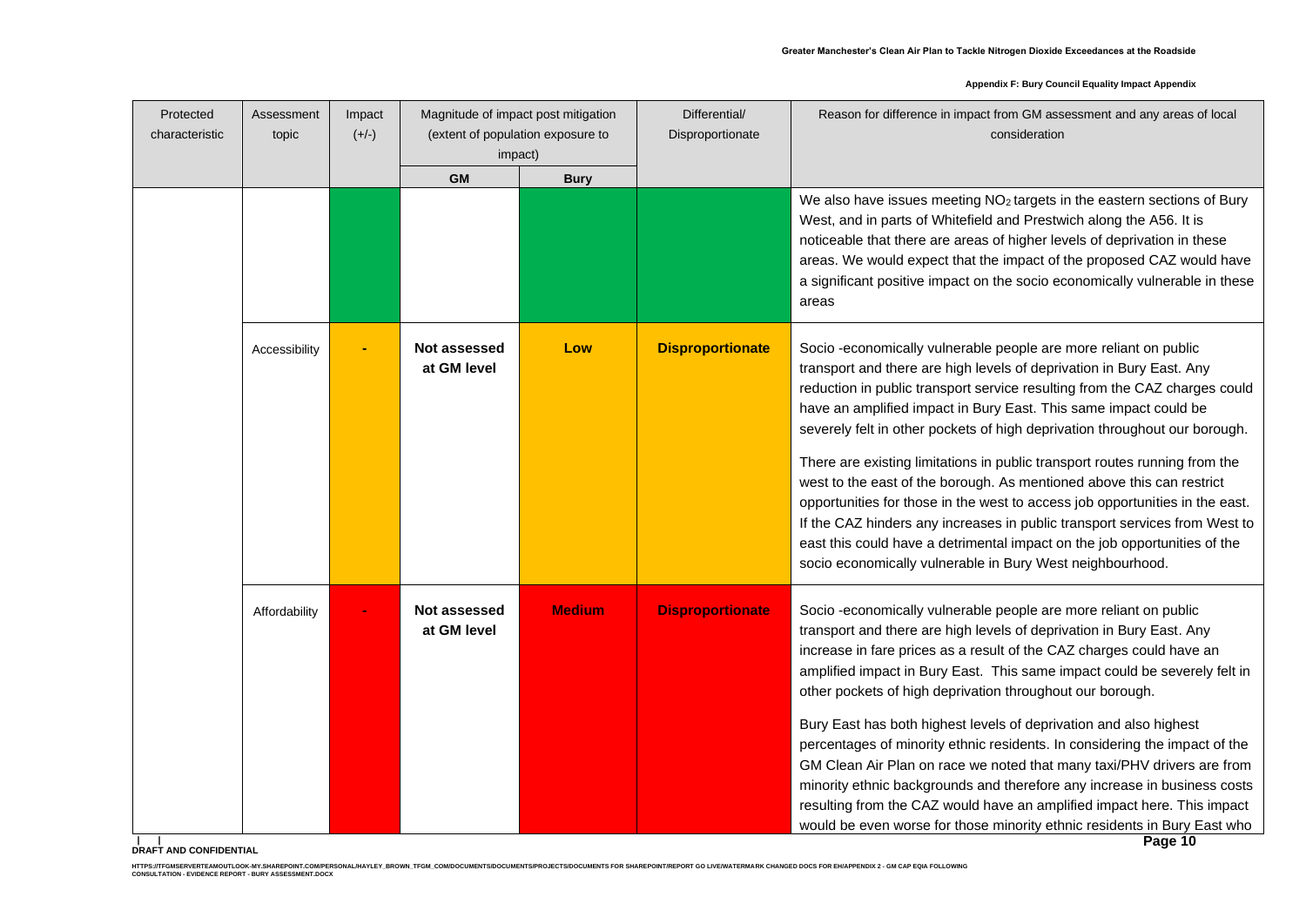| Protected characteristic | Assessment topic | Impact (+/-) | Magnitude of impact post mitigation (extent of population exposure to impact) | | Differential/ Disproportionate | Reason for difference in impact from GM assessment and any areas of local consideration |
|---|---|---|---|---|---|---|
| | | | **GM** | **Bury** | | |
| | | | | | | We also have issues meeting $NO_2$ targets in the eastern sections of Bury West, and in parts of Whitefield and Prestwich along the A56. It is noticeable that there are areas of higher levels of deprivation in these areas. We would expect that the impact of the proposed CAZ would have a significant positive impact on the socio economically vulnerable in these areas |
| | Accessibility | - | **Not assessed at GM level** | **Low** | **Disproportionate** | Socio -economically vulnerable people are more reliant on public transport and there are high levels of deprivation in Bury East. Any reduction in public transport service resulting from the CAZ charges could have an amplified impact in Bury East. This same impact could be severely felt in other pockets of high deprivation throughout our borough. <br><br> There are existing limitations in public transport routes running from the west to the east of the borough. As mentioned above this can restrict opportunities for those in the west to access job opportunities in the east. If the CAZ hinders any increases in public transport services from West to east this could have a detrimental impact on the job opportunities of the socio economically vulnerable in Bury West neighbourhood. |
| | Affordability | - | **Not assessed at GM level** | **Medium** | **Disproportionate** | Socio -economically vulnerable people are more reliant on public transport and there are high levels of deprivation in Bury East. Any increase in fare prices as a result of the CAZ charges could have an amplified impact in Bury East. This same impact could be severely felt in other pockets of high deprivation throughout our borough. <br><br> Bury East has both highest levels of deprivation and also highest percentages of minority ethnic residents. In considering the impact of the GM Clean Air Plan on race we noted that many taxi/PHV drivers are from minority ethnic backgrounds and therefore any increase in business costs resulting from the CAZ would have an amplified impact here. This impact would be even worse for those minority ethnic residents in Bury East who |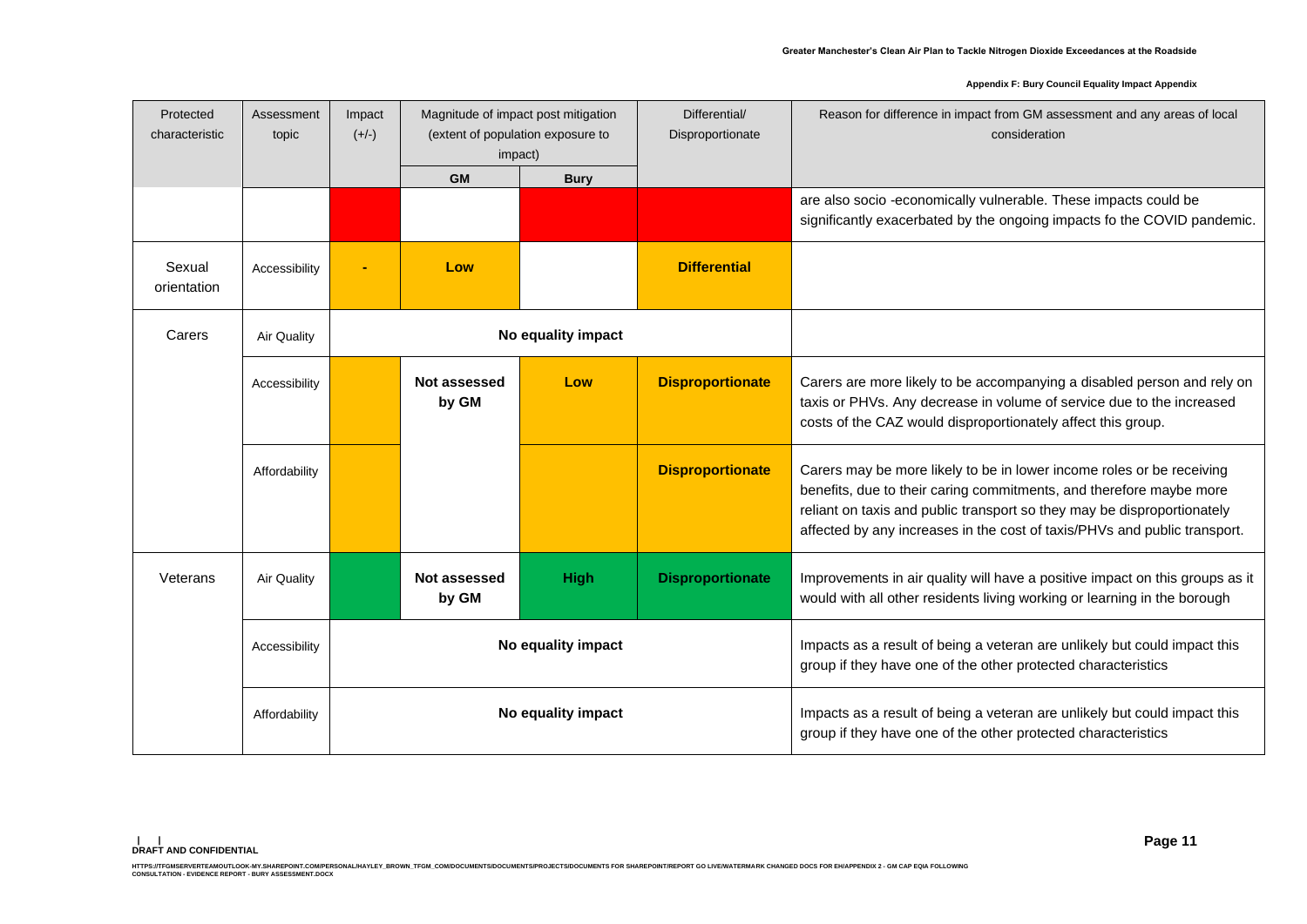| Protected characteristic | Assessment topic | Impact (+/-) | Magnitude of impact post mitigation (extent of population exposure to impact) | | Differential/ Disproportionate | Reason for difference in impact from GM assessment and any areas of local consideration |
|---|---|---|---|---|---|---|
| | | | **GM** | **Bury** | | |
| | | | | | | are also socio -economically vulnerable. These impacts could be significantly exacerbated by the ongoing impacts fo the COVID pandemic. |
| Sexual orientation | Accessibility | - | **Low** | | **Differential** | |
| Carers | Air Quality | No equality impact | | | | |
| | Accessibility | | **Not assessed by GM** | **Low** | **Disproportionate** | Carers are more likely to be accompanying a disabled person and rely on taxis or PHVs. Any decrease in volume of service due to the increased costs of the CAZ would disproportionately affect this group. |
| | Affordability | | | | **Disproportionate** | Carers may be more likely to be in lower income roles or be receiving benefits, due to their caring commitments, and therefore maybe more reliant on taxis and public transport so they may be disproportionately affected by any increases in the cost of taxis/PHVs and public transport. |
| Veterans | Air Quality | | **Not assessed by GM** | **High** | **Disproportionate** | Improvements in air quality will have a positive impact on this groups as it would with all other residents living working or learning in the borough |
| | Accessibility | No equality impact | | | | Impacts as a result of being a veteran are unlikely but could impact this group if they have one of the other protected characteristics |
| | Affordability | No equality impact | | | | Impacts as a result of being a veteran are unlikely but could impact this group if they have one of the other protected characteristics |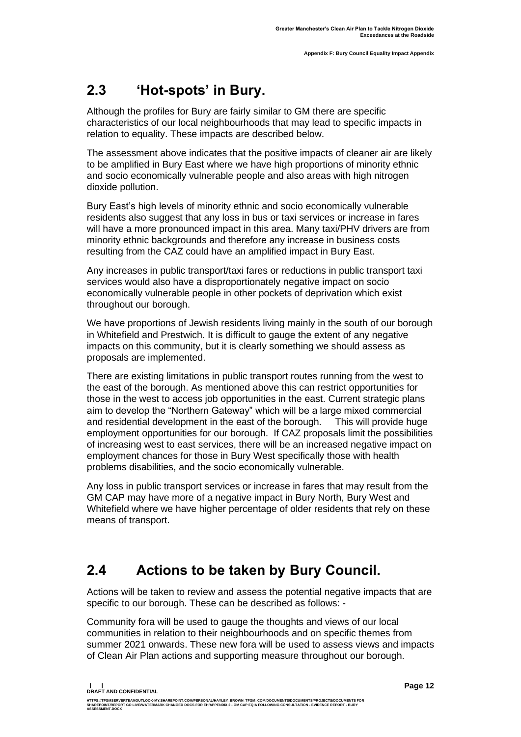## 2.3 'Hot-spots' in Bury.

Although the profiles for Bury are fairly similar to GM there are specific characteristics of our local neighbourhoods that may lead to specific impacts in relation to equality. These impacts are described below.

The assessment above indicates that the positive impacts of cleaner air are likely to be amplified in Bury East where we have high proportions of minority ethnic and socio economically vulnerable people and also areas with high nitrogen dioxide pollution.

Bury East's high levels of minority ethnic and socio economically vulnerable residents also suggest that any loss in bus or taxi services or increase in fares will have a more pronounced impact in this area. Many taxi/PHV drivers are from minority ethnic backgrounds and therefore any increase in business costs resulting from the CAZ could have an amplified impact in Bury East.

Any increases in public transport/taxi fares or reductions in public transport taxi services would also have a disproportionately negative impact on socio economically vulnerable people in other pockets of deprivation which exist throughout our borough.

We have proportions of Jewish residents living mainly in the south of our borough in Whitefield and Prestwich. It is difficult to gauge the extent of any negative impacts on this community, but it is clearly something we should assess as proposals are implemented.

There are existing limitations in public transport routes running from the west to the east of the borough. As mentioned above this can restrict opportunities for those in the west to access job opportunities in the east. Current strategic plans aim to develop the "Northern Gateway" which will be a large mixed commercial and residential development in the east of the borough. This will provide huge employment opportunities for our borough. If CAZ proposals limit the possibilities of increasing west to east services, there will be an increased negative impact on employment chances for those in Bury West specifically those with health problems disabilities, and the socio economically vulnerable.

Any loss in public transport services or increase in fares that may result from the GM CAP may have more of a negative impact in Bury North, Bury West and Whitefield where we have higher percentage of older residents that rely on these means of transport.

## 2.4 Actions to be taken by Bury Council.

Actions will be taken to review and assess the potential negative impacts that are specific to our borough. These can be described as follows: -

Community fora will be used to gauge the thoughts and views of our local communities in relation to their neighbourhoods and on specific themes from summer 2021 onwards. These new fora will be used to assess views and impacts of Clean Air Plan actions and supporting measure throughout our borough.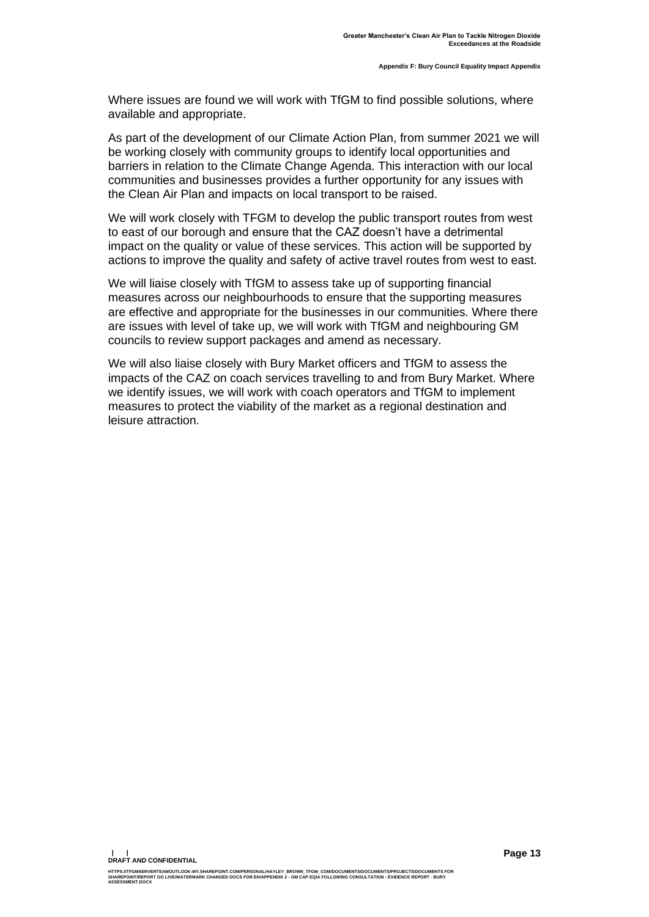Where issues are found we will work with TfGM to find possible solutions, where available and appropriate.

As part of the development of our Climate Action Plan, from summer 2021 we will be working closely with community groups to identify local opportunities and barriers in relation to the Climate Change Agenda. This interaction with our local communities and businesses provides a further opportunity for any issues with the Clean Air Plan and impacts on local transport to be raised.

We will work closely with TFGM to develop the public transport routes from west to east of our borough and ensure that the CAZ doesn't have a detrimental impact on the quality or value of these services. This action will be supported by actions to improve the quality and safety of active travel routes from west to east.

We will liaise closely with TfGM to assess take up of supporting financial measures across our neighbourhoods to ensure that the supporting measures are effective and appropriate for the businesses in our communities. Where there are issues with level of take up, we will work with TfGM and neighbouring GM councils to review support packages and amend as necessary.

We will also liaise closely with Bury Market officers and TfGM to assess the impacts of the CAZ on coach services travelling to and from Bury Market. Where we identify issues, we will work with coach operators and TfGM to implement measures to protect the viability of the market as a regional destination and leisure attraction.